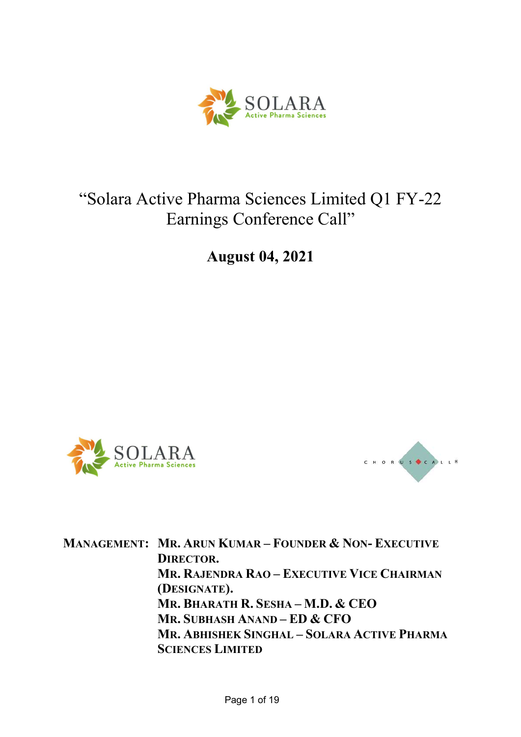# "Solara Active Pharma Sciences Limited Q1 FY-22 Earnings Conference Call"

**August 04, 2021**

**MANAGEMENT:** **MR. ARUN KUMAR – FOUNDER & NON- EXECUTIVE DIRECTOR.**
**MR. RAJENDRA RAO – EXECUTIVE VICE CHAIRMAN (DESIGNATE).**
**MR. BHARATH R. SESHA – M.D. & CEO**
**MR. SUBHASH ANAND – ED & CFO**
**MR. ABHISHEK SINGHAL – SOLARA ACTIVE PHARMA SCIENCES LIMITED**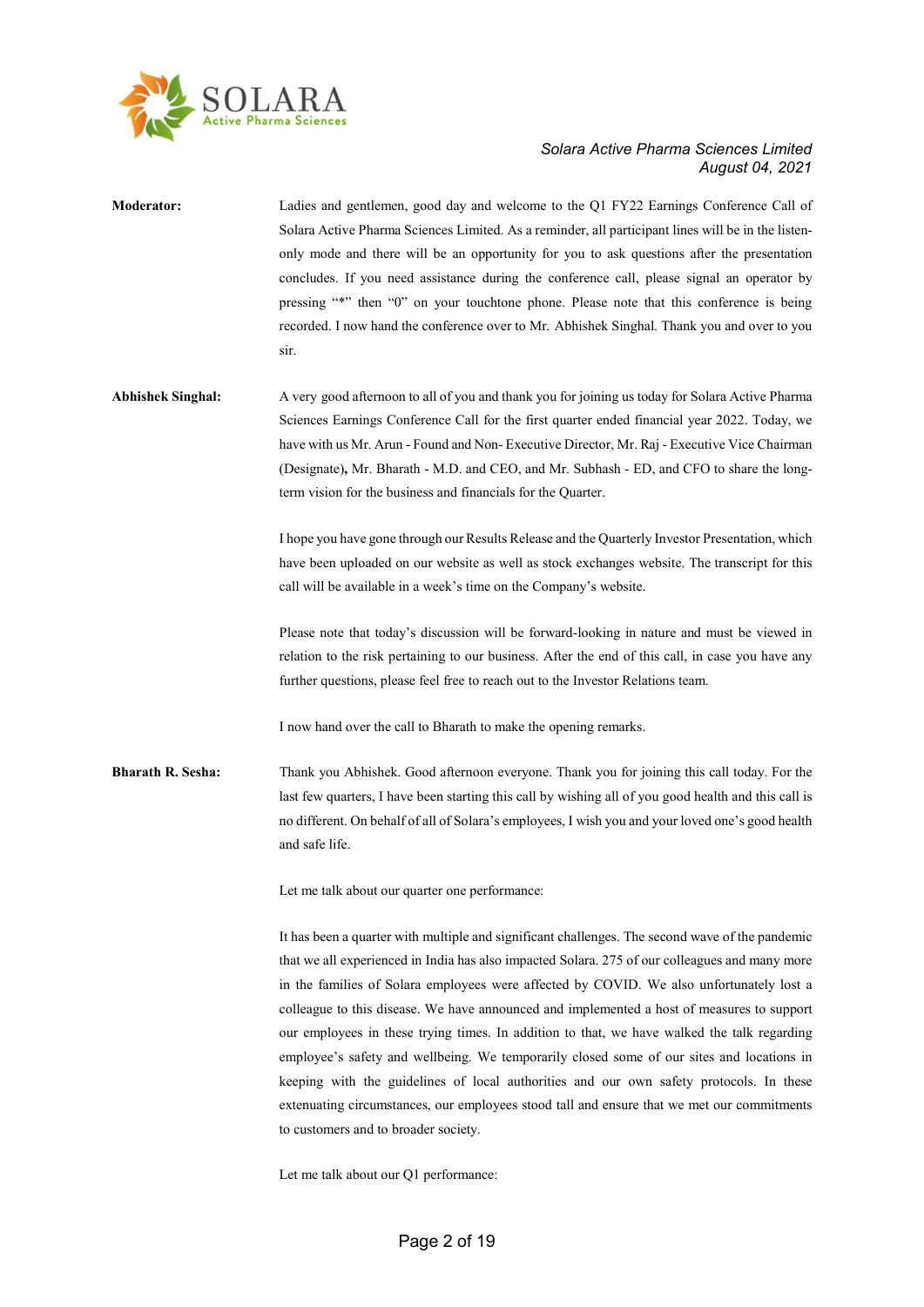**Moderator:** Ladies and gentlemen, good day and welcome to the Q1 FY22 Earnings Conference Call of Solara Active Pharma Sciences Limited. As a reminder, all participant lines will be in the listen-only mode and there will be an opportunity for you to ask questions after the presentation concludes. If you need assistance during the conference call, please signal an operator by pressing "*" then "0" on your touchtone phone. Please note that this conference is being recorded. I now hand the conference over to Mr. Abhishek Singhal. Thank you and over to you sir.

**Abhishek Singhal:** A very good afternoon to all of you and thank you for joining us today for Solara Active Pharma Sciences Earnings Conference Call for the first quarter ended financial year 2022. Today, we have with us Mr. Arun - Found and Non- Executive Director, Mr. Raj - Executive Vice Chairman (Designate)**,** Mr. Bharath - M.D. and CEO, and Mr. Subhash - ED, and CFO to share the long-term vision for the business and financials for the Quarter.

I hope you have gone through our Results Release and the Quarterly Investor Presentation, which have been uploaded on our website as well as stock exchanges website. The transcript for this call will be available in a week's time on the Company's website.

Please note that today's discussion will be forward-looking in nature and must be viewed in relation to the risk pertaining to our business. After the end of this call, in case you have any further questions, please feel free to reach out to the Investor Relations team.

I now hand over the call to Bharath to make the opening remarks.

**Bharath R. Sesha:** Thank you Abhishek. Good afternoon everyone. Thank you for joining this call today. For the last few quarters, I have been starting this call by wishing all of you good health and this call is no different. On behalf of all of Solara's employees, I wish you and your loved one's good health and safe life.

Let me talk about our quarter one performance:

It has been a quarter with multiple and significant challenges. The second wave of the pandemic that we all experienced in India has also impacted Solara. 275 of our colleagues and many more in the families of Solara employees were affected by COVID. We also unfortunately lost a colleague to this disease. We have announced and implemented a host of measures to support our employees in these trying times. In addition to that, we have walked the talk regarding employee's safety and wellbeing. We temporarily closed some of our sites and locations in keeping with the guidelines of local authorities and our own safety protocols. In these extenuating circumstances, our employees stood tall and ensure that we met our commitments to customers and to broader society.

Let me talk about our Q1 performance: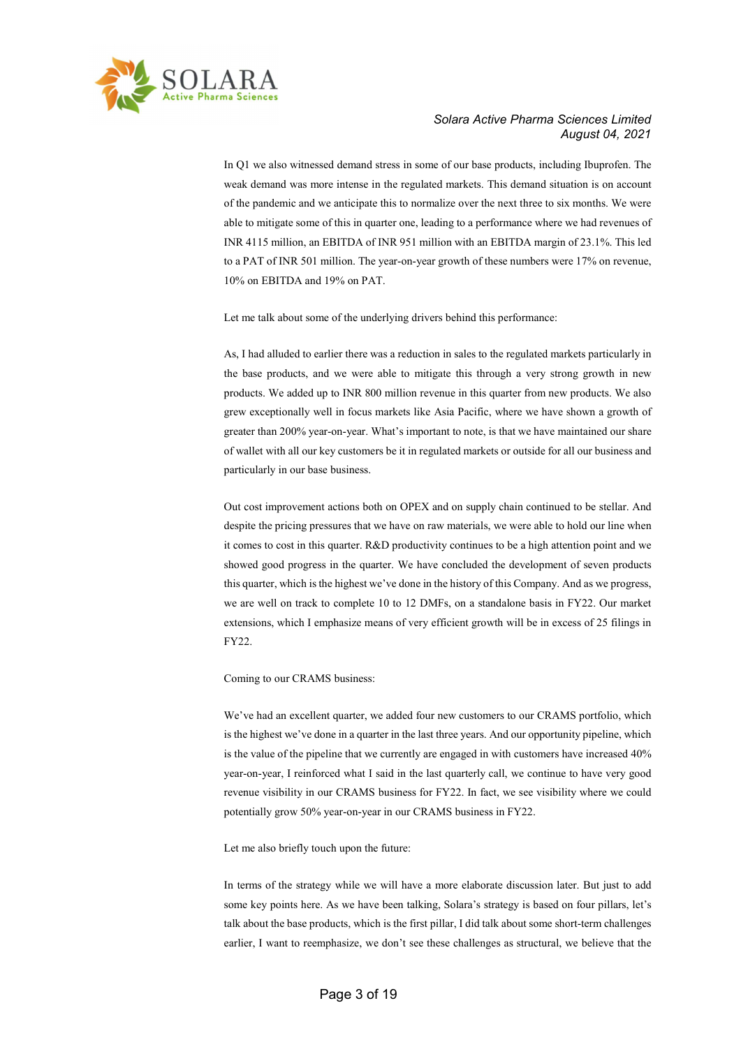In Q1 we also witnessed demand stress in some of our base products, including Ibuprofen. The weak demand was more intense in the regulated markets. This demand situation is on account of the pandemic and we anticipate this to normalize over the next three to six months. We were able to mitigate some of this in quarter one, leading to a performance where we had revenues of INR 4115 million, an EBITDA of INR 951 million with an EBITDA margin of 23.1%. This led to a PAT of INR 501 million. The year-on-year growth of these numbers were 17% on revenue, 10% on EBITDA and 19% on PAT.

Let me talk about some of the underlying drivers behind this performance:

As, I had alluded to earlier there was a reduction in sales to the regulated markets particularly in the base products, and we were able to mitigate this through a very strong growth in new products. We added up to INR 800 million revenue in this quarter from new products. We also grew exceptionally well in focus markets like Asia Pacific, where we have shown a growth of greater than 200% year-on-year. What's important to note, is that we have maintained our share of wallet with all our key customers be it in regulated markets or outside for all our business and particularly in our base business.

Out cost improvement actions both on OPEX and on supply chain continued to be stellar. And despite the pricing pressures that we have on raw materials, we were able to hold our line when it comes to cost in this quarter. R&D productivity continues to be a high attention point and we showed good progress in the quarter. We have concluded the development of seven products this quarter, which is the highest we've done in the history of this Company. And as we progress, we are well on track to complete 10 to 12 DMFs, on a standalone basis in FY22. Our market extensions, which I emphasize means of very efficient growth will be in excess of 25 filings in FY22.

Coming to our CRAMS business:

We've had an excellent quarter, we added four new customers to our CRAMS portfolio, which is the highest we've done in a quarter in the last three years. And our opportunity pipeline, which is the value of the pipeline that we currently are engaged in with customers have increased 40% year-on-year, I reinforced what I said in the last quarterly call, we continue to have very good revenue visibility in our CRAMS business for FY22. In fact, we see visibility where we could potentially grow 50% year-on-year in our CRAMS business in FY22.

Let me also briefly touch upon the future:

In terms of the strategy while we will have a more elaborate discussion later. But just to add some key points here. As we have been talking, Solara's strategy is based on four pillars, let's talk about the base products, which is the first pillar, I did talk about some short-term challenges earlier, I want to reemphasize, we don't see these challenges as structural, we believe that the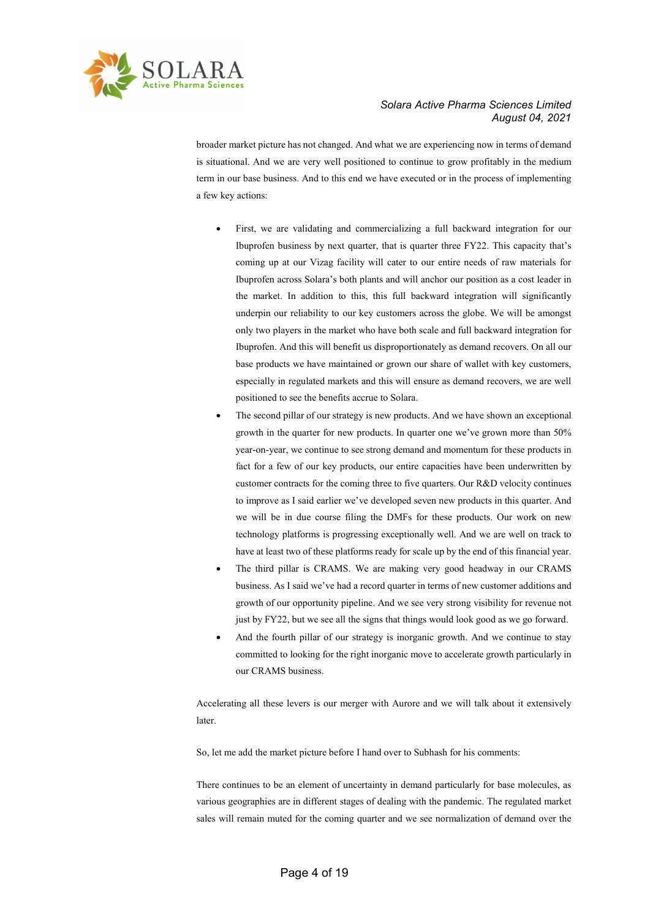broader market picture has not changed. And what we are experiencing now in terms of demand is situational. And we are very well positioned to continue to grow profitably in the medium term in our base business. And to this end we have executed or in the process of implementing a few key actions:

- First, we are validating and commercializing a full backward integration for our Ibuprofen business by next quarter, that is quarter three FY22. This capacity that's coming up at our Vizag facility will cater to our entire needs of raw materials for Ibuprofen across Solara's both plants and will anchor our position as a cost leader in the market. In addition to this, this full backward integration will significantly underpin our reliability to our key customers across the globe. We will be amongst only two players in the market who have both scale and full backward integration for Ibuprofen. And this will benefit us disproportionately as demand recovers. On all our base products we have maintained or grown our share of wallet with key customers, especially in regulated markets and this will ensure as demand recovers, we are well positioned to see the benefits accrue to Solara.
- The second pillar of our strategy is new products. And we have shown an exceptional growth in the quarter for new products. In quarter one we've grown more than 50% year-on-year, we continue to see strong demand and momentum for these products in fact for a few of our key products, our entire capacities have been underwritten by customer contracts for the coming three to five quarters. Our R&D velocity continues to improve as I said earlier we've developed seven new products in this quarter. And we will be in due course filing the DMFs for these products. Our work on new technology platforms is progressing exceptionally well. And we are well on track to have at least two of these platforms ready for scale up by the end of this financial year.
- The third pillar is CRAMS. We are making very good headway in our CRAMS business. As I said we've had a record quarter in terms of new customer additions and growth of our opportunity pipeline. And we see very strong visibility for revenue not just by FY22, but we see all the signs that things would look good as we go forward.
- And the fourth pillar of our strategy is inorganic growth. And we continue to stay committed to looking for the right inorganic move to accelerate growth particularly in our CRAMS business.

Accelerating all these levers is our merger with Aurore and we will talk about it extensively later.

So, let me add the market picture before I hand over to Subhash for his comments:

There continues to be an element of uncertainty in demand particularly for base molecules, as various geographies are in different stages of dealing with the pandemic. The regulated market sales will remain muted for the coming quarter and we see normalization of demand over the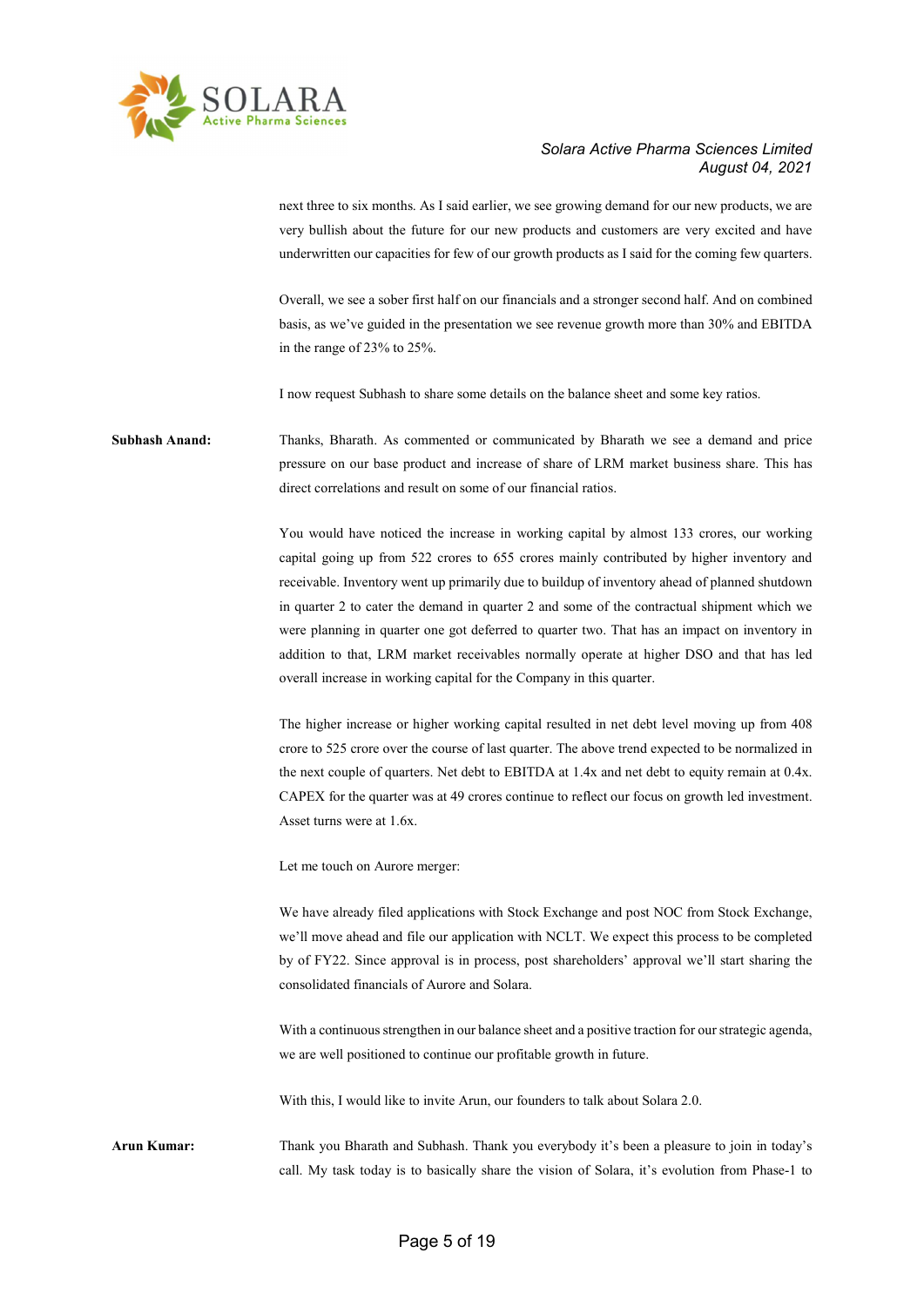next three to six months. As I said earlier, we see growing demand for our new products, we are very bullish about the future for our new products and customers are very excited and have underwritten our capacities for few of our growth products as I said for the coming few quarters.

Overall, we see a sober first half on our financials and a stronger second half. And on combined basis, as we've guided in the presentation we see revenue growth more than 30% and EBITDA in the range of 23% to 25%.

I now request Subhash to share some details on the balance sheet and some key ratios.

**Subhash Anand:** Thanks, Bharath. As commented or communicated by Bharath we see a demand and price pressure on our base product and increase of share of LRM market business share. This has direct correlations and result on some of our financial ratios.

You would have noticed the increase in working capital by almost 133 crores, our working capital going up from 522 crores to 655 crores mainly contributed by higher inventory and receivable. Inventory went up primarily due to buildup of inventory ahead of planned shutdown in quarter 2 to cater the demand in quarter 2 and some of the contractual shipment which we were planning in quarter one got deferred to quarter two. That has an impact on inventory in addition to that, LRM market receivables normally operate at higher DSO and that has led overall increase in working capital for the Company in this quarter.

The higher increase or higher working capital resulted in net debt level moving up from 408 crore to 525 crore over the course of last quarter. The above trend expected to be normalized in the next couple of quarters. Net debt to EBITDA at 1.4x and net debt to equity remain at 0.4x. CAPEX for the quarter was at 49 crores continue to reflect our focus on growth led investment. Asset turns were at 1.6x.

Let me touch on Aurore merger:

We have already filed applications with Stock Exchange and post NOC from Stock Exchange, we'll move ahead and file our application with NCLT. We expect this process to be completed by of FY22. Since approval is in process, post shareholders' approval we'll start sharing the consolidated financials of Aurore and Solara.

With a continuous strengthen in our balance sheet and a positive traction for our strategic agenda, we are well positioned to continue our profitable growth in future.

With this, I would like to invite Arun, our founders to talk about Solara 2.0.

**Arun Kumar:** Thank you Bharath and Subhash. Thank you everybody it's been a pleasure to join in today's call. My task today is to basically share the vision of Solara, it's evolution from Phase-1 to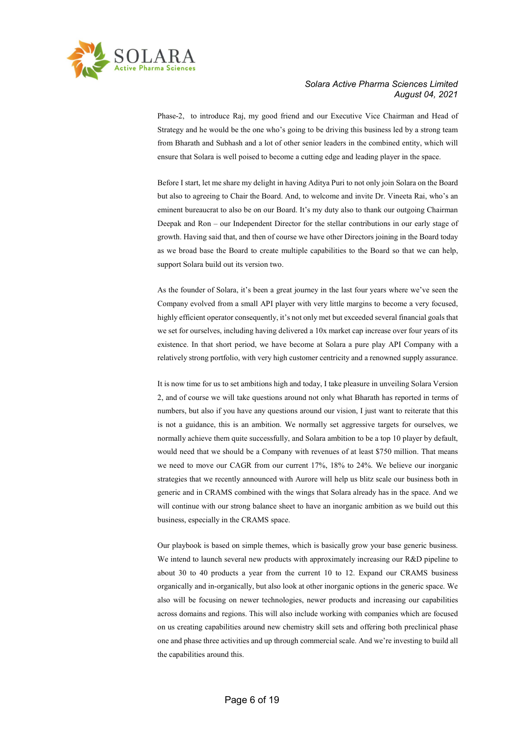Phase-2, to introduce Raj, my good friend and our Executive Vice Chairman and Head of Strategy and he would be the one who's going to be driving this business led by a strong team from Bharath and Subhash and a lot of other senior leaders in the combined entity, which will ensure that Solara is well poised to become a cutting edge and leading player in the space.

Before I start, let me share my delight in having Aditya Puri to not only join Solara on the Board but also to agreeing to Chair the Board. And, to welcome and invite Dr. Vineeta Rai, who's an eminent bureaucrat to also be on our Board. It's my duty also to thank our outgoing Chairman Deepak and Ron – our Independent Director for the stellar contributions in our early stage of growth. Having said that, and then of course we have other Directors joining in the Board today as we broad base the Board to create multiple capabilities to the Board so that we can help, support Solara build out its version two.

As the founder of Solara, it's been a great journey in the last four years where we've seen the Company evolved from a small API player with very little margins to become a very focused, highly efficient operator consequently, it's not only met but exceeded several financial goals that we set for ourselves, including having delivered a 10x market cap increase over four years of its existence. In that short period, we have become at Solara a pure play API Company with a relatively strong portfolio, with very high customer centricity and a renowned supply assurance.

It is now time for us to set ambitions high and today, I take pleasure in unveiling Solara Version 2, and of course we will take questions around not only what Bharath has reported in terms of numbers, but also if you have any questions around our vision, I just want to reiterate that this is not a guidance, this is an ambition. We normally set aggressive targets for ourselves, we normally achieve them quite successfully, and Solara ambition to be a top 10 player by default, would need that we should be a Company with revenues of at least $750 million. That means we need to move our CAGR from our current 17%, 18% to 24%. We believe our inorganic strategies that we recently announced with Aurore will help us blitz scale our business both in generic and in CRAMS combined with the wings that Solara already has in the space. And we will continue with our strong balance sheet to have an inorganic ambition as we build out this business, especially in the CRAMS space.

Our playbook is based on simple themes, which is basically grow your base generic business. We intend to launch several new products with approximately increasing our R&D pipeline to about 30 to 40 products a year from the current 10 to 12. Expand our CRAMS business organically and in-organically, but also look at other inorganic options in the generic space. We also will be focusing on newer technologies, newer products and increasing our capabilities across domains and regions. This will also include working with companies which are focused on us creating capabilities around new chemistry skill sets and offering both preclinical phase one and phase three activities and up through commercial scale. And we're investing to build all the capabilities around this.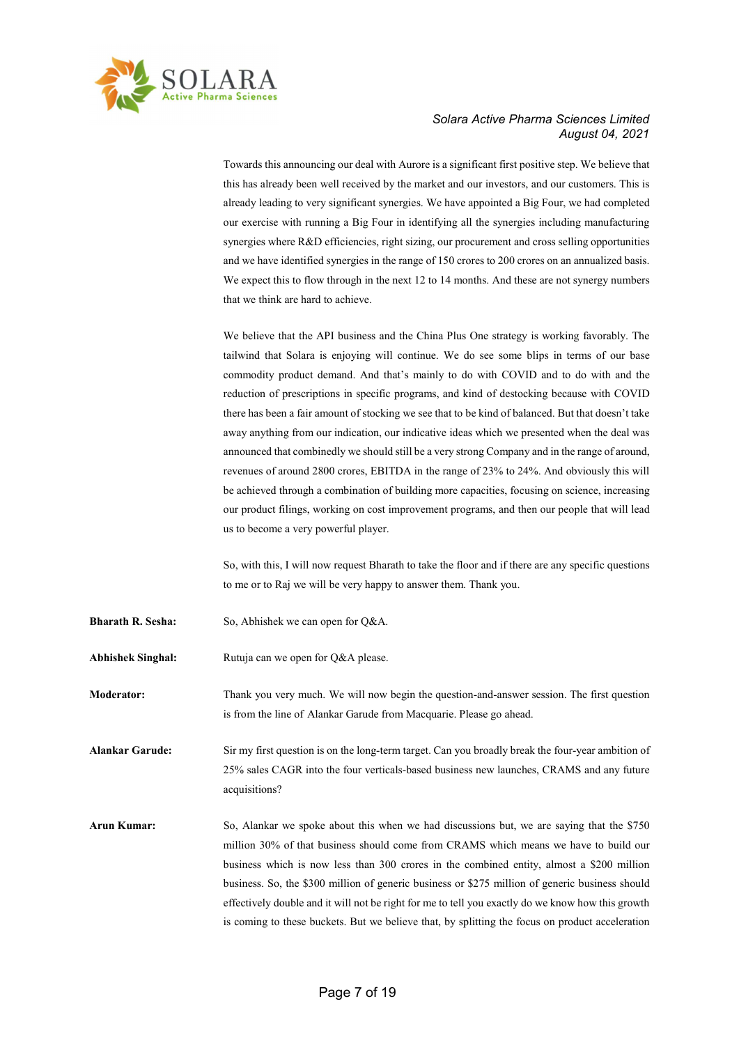Towards this announcing our deal with Aurore is a significant first positive step. We believe that this has already been well received by the market and our investors, and our customers. This is already leading to very significant synergies. We have appointed a Big Four, we had completed our exercise with running a Big Four in identifying all the synergies including manufacturing synergies where R&D efficiencies, right sizing, our procurement and cross selling opportunities and we have identified synergies in the range of 150 crores to 200 crores on an annualized basis. We expect this to flow through in the next 12 to 14 months. And these are not synergy numbers that we think are hard to achieve.

We believe that the API business and the China Plus One strategy is working favorably. The tailwind that Solara is enjoying will continue. We do see some blips in terms of our base commodity product demand. And that's mainly to do with COVID and to do with and the reduction of prescriptions in specific programs, and kind of destocking because with COVID there has been a fair amount of stocking we see that to be kind of balanced. But that doesn't take away anything from our indication, our indicative ideas which we presented when the deal was announced that combinedly we should still be a very strong Company and in the range of around, revenues of around 2800 crores, EBITDA in the range of 23% to 24%. And obviously this will be achieved through a combination of building more capacities, focusing on science, increasing our product filings, working on cost improvement programs, and then our people that will lead us to become a very powerful player.

So, with this, I will now request Bharath to take the floor and if there are any specific questions to me or to Raj we will be very happy to answer them. Thank you.

**Bharath R. Sesha:** So, Abhishek we can open for Q&A.

**Abhishek Singhal:** Rutuja can we open for Q&A please.

**Moderator:** Thank you very much. We will now begin the question-and-answer session. The first question is from the line of Alankar Garude from Macquarie. Please go ahead.

**Alankar Garude:** Sir my first question is on the long-term target. Can you broadly break the four-year ambition of 25% sales CAGR into the four verticals-based business new launches, CRAMS and any future acquisitions?

**Arun Kumar:** So, Alankar we spoke about this when we had discussions but, we are saying that the $750 million 30% of that business should come from CRAMS which means we have to build our business which is now less than 300 crores in the combined entity, almost a $200 million business. So, the $300 million of generic business or $275 million of generic business should effectively double and it will not be right for me to tell you exactly do we know how this growth is coming to these buckets. But we believe that, by splitting the focus on product acceleration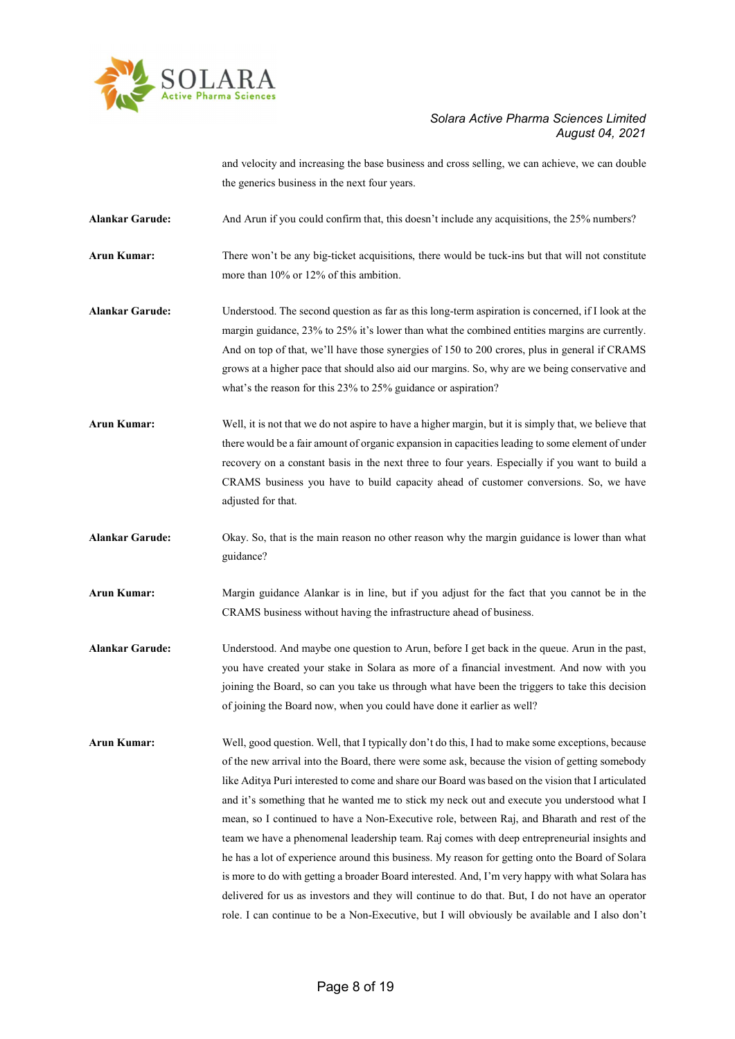and velocity and increasing the base business and cross selling, we can achieve, we can double the generics business in the next four years.

**Alankar Garude:** And Arun if you could confirm that, this doesn't include any acquisitions, the 25% numbers?

**Arun Kumar:** There won't be any big-ticket acquisitions, there would be tuck-ins but that will not constitute more than 10% or 12% of this ambition.

**Alankar Garude:** Understood. The second question as far as this long-term aspiration is concerned, if I look at the margin guidance, 23% to 25% it's lower than what the combined entities margins are currently. And on top of that, we'll have those synergies of 150 to 200 crores, plus in general if CRAMS grows at a higher pace that should also aid our margins. So, why are we being conservative and what's the reason for this 23% to 25% guidance or aspiration?

**Arun Kumar:** Well, it is not that we do not aspire to have a higher margin, but it is simply that, we believe that there would be a fair amount of organic expansion in capacities leading to some element of under recovery on a constant basis in the next three to four years. Especially if you want to build a CRAMS business you have to build capacity ahead of customer conversions. So, we have adjusted for that.

**Alankar Garude:** Okay. So, that is the main reason no other reason why the margin guidance is lower than what guidance?

**Arun Kumar:** Margin guidance Alankar is in line, but if you adjust for the fact that you cannot be in the CRAMS business without having the infrastructure ahead of business.

**Alankar Garude:** Understood. And maybe one question to Arun, before I get back in the queue. Arun in the past, you have created your stake in Solara as more of a financial investment. And now with you joining the Board, so can you take us through what have been the triggers to take this decision of joining the Board now, when you could have done it earlier as well?

**Arun Kumar:** Well, good question. Well, that I typically don't do this, I had to make some exceptions, because of the new arrival into the Board, there were some ask, because the vision of getting somebody like Aditya Puri interested to come and share our Board was based on the vision that I articulated and it's something that he wanted me to stick my neck out and execute you understood what I mean, so I continued to have a Non-Executive role, between Raj, and Bharath and rest of the team we have a phenomenal leadership team. Raj comes with deep entrepreneurial insights and he has a lot of experience around this business. My reason for getting onto the Board of Solara is more to do with getting a broader Board interested. And, I'm very happy with what Solara has delivered for us as investors and they will continue to do that. But, I do not have an operator role. I can continue to be a Non-Executive, but I will obviously be available and I also don't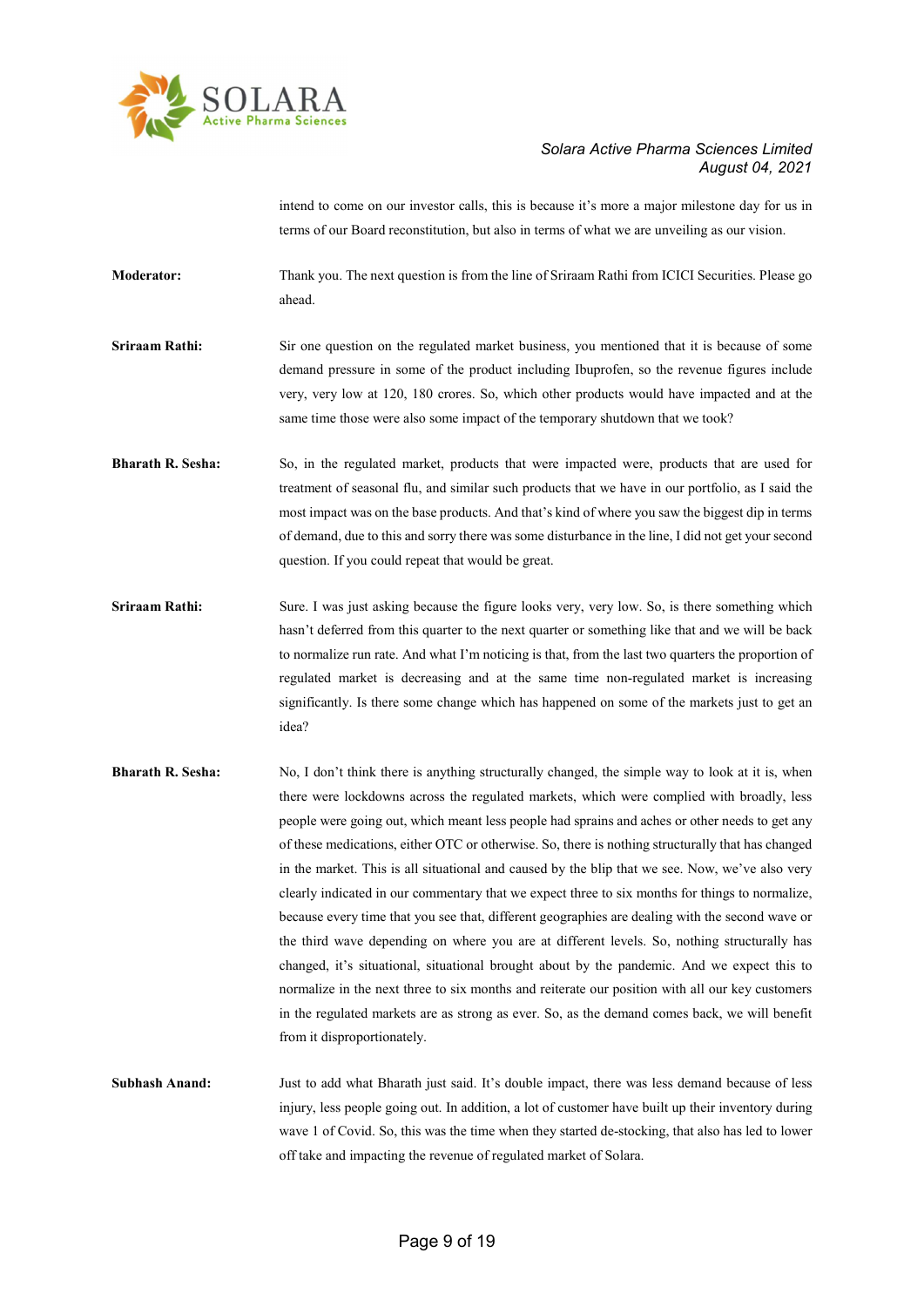intend to come on our investor calls, this is because it's more a major milestone day for us in terms of our Board reconstitution, but also in terms of what we are unveiling as our vision.

**Moderator:** Thank you. The next question is from the line of Sriraam Rathi from ICICI Securities. Please go ahead.

**Sriraam Rathi:** Sir one question on the regulated market business, you mentioned that it is because of some demand pressure in some of the product including Ibuprofen, so the revenue figures include very, very low at 120, 180 crores. So, which other products would have impacted and at the same time those were also some impact of the temporary shutdown that we took?

**Bharath R. Sesha:** So, in the regulated market, products that were impacted were, products that are used for treatment of seasonal flu, and similar such products that we have in our portfolio, as I said the most impact was on the base products. And that's kind of where you saw the biggest dip in terms of demand, due to this and sorry there was some disturbance in the line, I did not get your second question. If you could repeat that would be great.

**Sriraam Rathi:** Sure. I was just asking because the figure looks very, very low. So, is there something which hasn't deferred from this quarter to the next quarter or something like that and we will be back to normalize run rate. And what I'm noticing is that, from the last two quarters the proportion of regulated market is decreasing and at the same time non-regulated market is increasing significantly. Is there some change which has happened on some of the markets just to get an idea?

**Bharath R. Sesha:** No, I don't think there is anything structurally changed, the simple way to look at it is, when there were lockdowns across the regulated markets, which were complied with broadly, less people were going out, which meant less people had sprains and aches or other needs to get any of these medications, either OTC or otherwise. So, there is nothing structurally that has changed in the market. This is all situational and caused by the blip that we see. Now, we've also very clearly indicated in our commentary that we expect three to six months for things to normalize, because every time that you see that, different geographies are dealing with the second wave or the third wave depending on where you are at different levels. So, nothing structurally has changed, it's situational, situational brought about by the pandemic. And we expect this to normalize in the next three to six months and reiterate our position with all our key customers in the regulated markets are as strong as ever. So, as the demand comes back, we will benefit from it disproportionately.

**Subhash Anand:** Just to add what Bharath just said. It's double impact, there was less demand because of less injury, less people going out. In addition, a lot of customer have built up their inventory during wave 1 of Covid. So, this was the time when they started de-stocking, that also has led to lower off take and impacting the revenue of regulated market of Solara.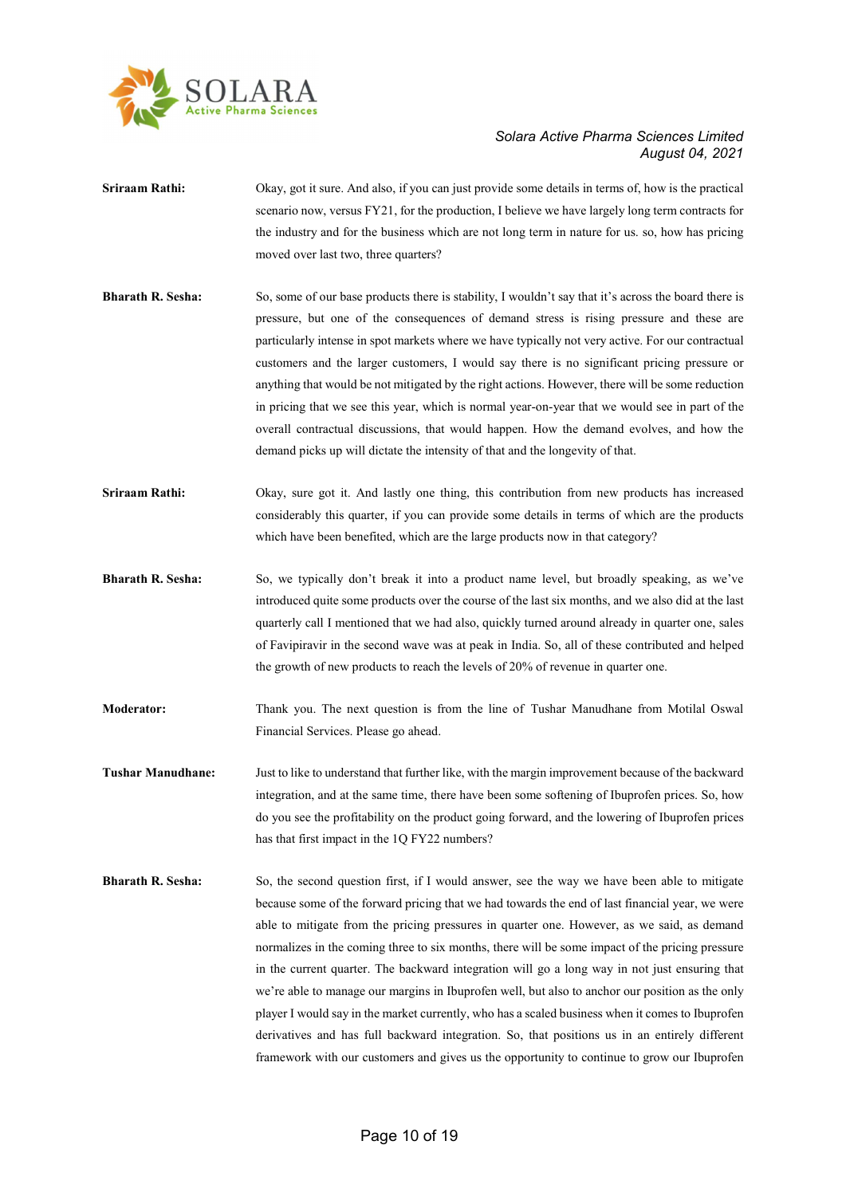**Sriraam Rathi:** Okay, got it sure. And also, if you can just provide some details in terms of, how is the practical scenario now, versus FY21, for the production, I believe we have largely long term contracts for the industry and for the business which are not long term in nature for us. so, how has pricing moved over last two, three quarters?

**Bharath R. Sesha:** So, some of our base products there is stability, I wouldn't say that it's across the board there is pressure, but one of the consequences of demand stress is rising pressure and these are particularly intense in spot markets where we have typically not very active. For our contractual customers and the larger customers, I would say there is no significant pricing pressure or anything that would be not mitigated by the right actions. However, there will be some reduction in pricing that we see this year, which is normal year-on-year that we would see in part of the overall contractual discussions, that would happen. How the demand evolves, and how the demand picks up will dictate the intensity of that and the longevity of that.

**Sriraam Rathi:** Okay, sure got it. And lastly one thing, this contribution from new products has increased considerably this quarter, if you can provide some details in terms of which are the products which have been benefited, which are the large products now in that category?

**Bharath R. Sesha:** So, we typically don't break it into a product name level, but broadly speaking, as we've introduced quite some products over the course of the last six months, and we also did at the last quarterly call I mentioned that we had also, quickly turned around already in quarter one, sales of Favipiravir in the second wave was at peak in India. So, all of these contributed and helped the growth of new products to reach the levels of 20% of revenue in quarter one.

**Moderator:** Thank you. The next question is from the line of Tushar Manudhane from Motilal Oswal Financial Services. Please go ahead.

**Tushar Manudhane:** Just to like to understand that further like, with the margin improvement because of the backward integration, and at the same time, there have been some softening of Ibuprofen prices. So, how do you see the profitability on the product going forward, and the lowering of Ibuprofen prices has that first impact in the 1Q FY22 numbers?

**Bharath R. Sesha:** So, the second question first, if I would answer, see the way we have been able to mitigate because some of the forward pricing that we had towards the end of last financial year, we were able to mitigate from the pricing pressures in quarter one. However, as we said, as demand normalizes in the coming three to six months, there will be some impact of the pricing pressure in the current quarter. The backward integration will go a long way in not just ensuring that we're able to manage our margins in Ibuprofen well, but also to anchor our position as the only player I would say in the market currently, who has a scaled business when it comes to Ibuprofen derivatives and has full backward integration. So, that positions us in an entirely different framework with our customers and gives us the opportunity to continue to grow our Ibuprofen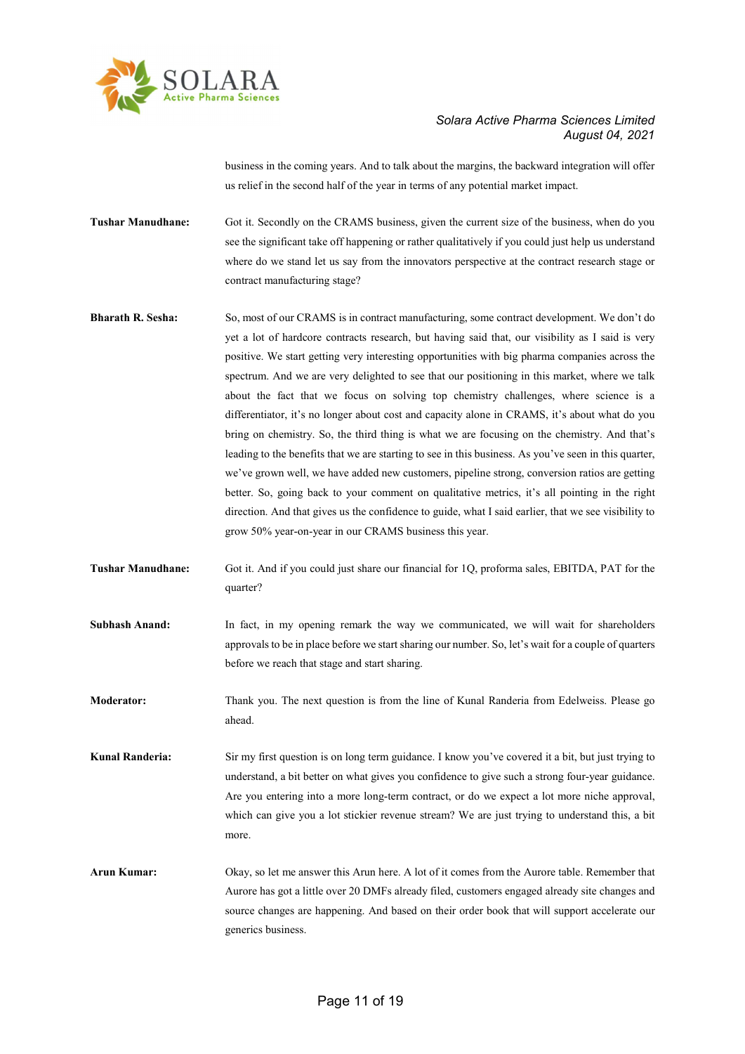business in the coming years. And to talk about the margins, the backward integration will offer us relief in the second half of the year in terms of any potential market impact.

**Tushar Manudhane:** Got it. Secondly on the CRAMS business, given the current size of the business, when do you see the significant take off happening or rather qualitatively if you could just help us understand where do we stand let us say from the innovators perspective at the contract research stage or contract manufacturing stage?

**Bharath R. Sesha:** So, most of our CRAMS is in contract manufacturing, some contract development. We don't do yet a lot of hardcore contracts research, but having said that, our visibility as I said is very positive. We start getting very interesting opportunities with big pharma companies across the spectrum. And we are very delighted to see that our positioning in this market, where we talk about the fact that we focus on solving top chemistry challenges, where science is a differentiator, it's no longer about cost and capacity alone in CRAMS, it's about what do you bring on chemistry. So, the third thing is what we are focusing on the chemistry. And that's leading to the benefits that we are starting to see in this business. As you've seen in this quarter, we've grown well, we have added new customers, pipeline strong, conversion ratios are getting better. So, going back to your comment on qualitative metrics, it's all pointing in the right direction. And that gives us the confidence to guide, what I said earlier, that we see visibility to grow 50% year-on-year in our CRAMS business this year.

**Tushar Manudhane:** Got it. And if you could just share our financial for 1Q, proforma sales, EBITDA, PAT for the quarter?

**Subhash Anand:** In fact, in my opening remark the way we communicated, we will wait for shareholders approvals to be in place before we start sharing our number. So, let's wait for a couple of quarters before we reach that stage and start sharing.

**Moderator:** Thank you. The next question is from the line of Kunal Randeria from Edelweiss. Please go ahead.

**Kunal Randeria:** Sir my first question is on long term guidance. I know you've covered it a bit, but just trying to understand, a bit better on what gives you confidence to give such a strong four-year guidance. Are you entering into a more long-term contract, or do we expect a lot more niche approval, which can give you a lot stickier revenue stream? We are just trying to understand this, a bit more.

**Arun Kumar:** Okay, so let me answer this Arun here. A lot of it comes from the Aurore table. Remember that Aurore has got a little over 20 DMFs filed, customers engaged already site changes and source changes are happening. And based on their order book that will support accelerate our generics business.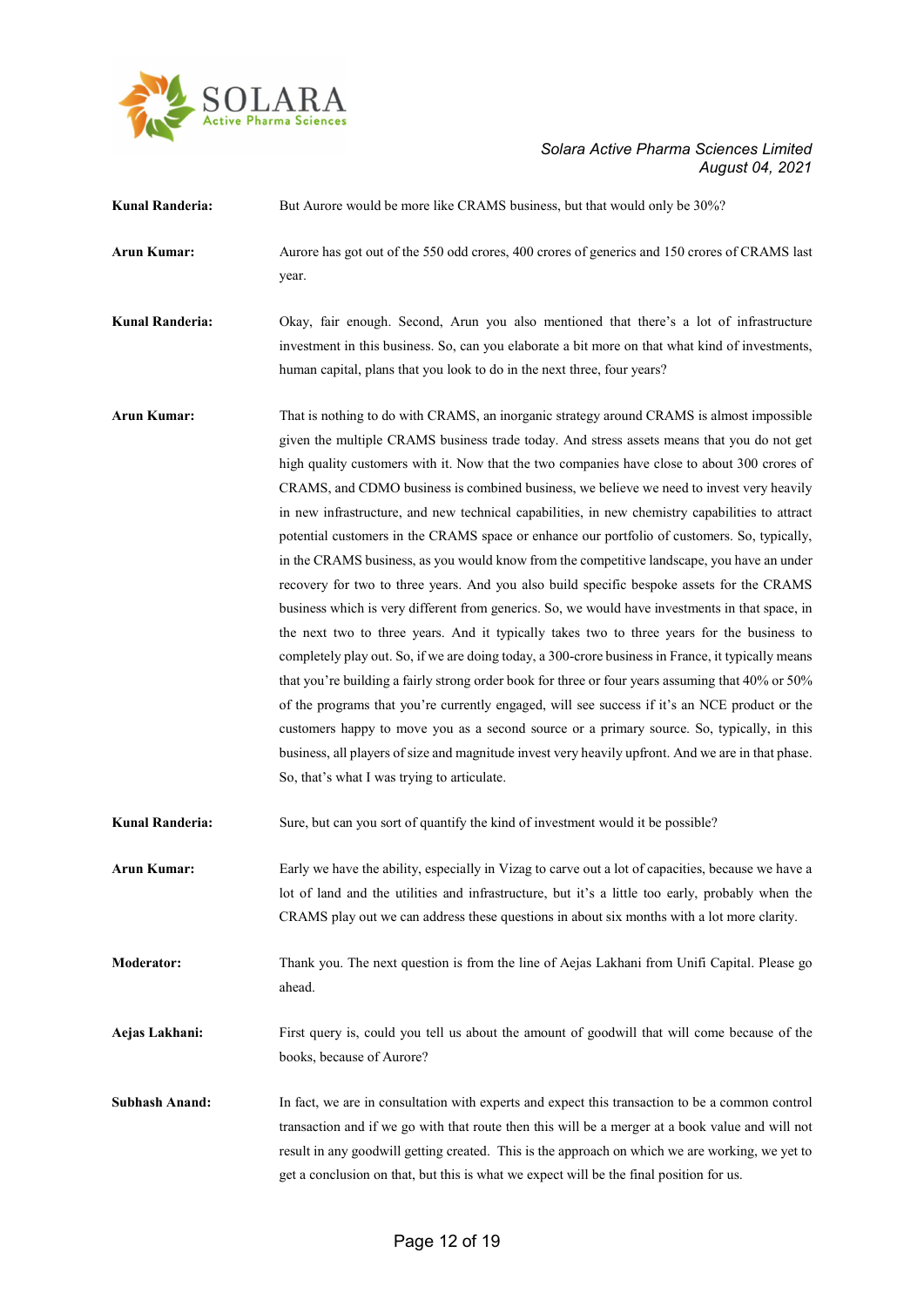**Kunal Randeria:** But Aurore would be more like CRAMS business, but that would only be 30%?

**Arun Kumar:** Aurore has got out of the 550 odd crores, 400 crores of generics and 150 crores of CRAMS last year.

**Kunal Randeria:** Okay, fair enough. Second, Arun you also mentioned that there's a lot of infrastructure investment in this business. So, can you elaborate a bit more on that what kind of investments, human capital, plans that you look to do in the next three, four years?

**Arun Kumar:** That is nothing to do with CRAMS, an inorganic strategy around CRAMS is almost impossible given the multiple CRAMS business trade today. And stress assets means that you do not get high quality customers with it. Now that the two companies have close to about 300 crores of CRAMS, and CDMO business is combined business, we believe we need to invest very heavily in new infrastructure, and new technical capabilities, in new chemistry capabilities to attract potential customers in the CRAMS space or enhance our portfolio of customers. So, typically, in the CRAMS business, as you would know from the competitive landscape, you have an under recovery for two to three years. And you also build specific bespoke assets for the CRAMS business which is very different from generics. So, we would have investments in that space, in the next two to three years. And it typically takes two to three years for the business to completely play out. So, if we are doing today, a 300-crore business in France, it typically means that you're building a fairly strong order book for three or four years assuming that 40% or 50% of the programs that you're currently engaged, will see success if it's an NCE product or the customers happy to move you as a second source or a primary source. So, typically, in this business, all players of size and magnitude invest very heavily upfront. And we are in that phase. So, that's what I was trying to articulate.

**Kunal Randeria:** Sure, but can you sort of quantify the kind of investment would it be possible?

**Arun Kumar:** Early we have the ability, especially in Vizag to carve out a lot of capacities, because we have a lot of land and the utilities and infrastructure, but it's a little too early, probably when the CRAMS play out we can address these questions in about six months with a lot more clarity.

**Moderator:** Thank you. The next question is from the line of Aejas Lakhani from Unifi Capital. Please go ahead.

**Aejas Lakhani:** First query is, could you tell us about the amount of goodwill that will come because of the books, because of Aurore?

**Subhash Anand:** In fact, we are in consultation with experts and expect this transaction to be a common control transaction and if we go with that route then this will be a merger at a book value and will not result in any goodwill getting created. This is the approach on which we are working, we yet to get a conclusion on that, but this is what we expect will be the final position for us.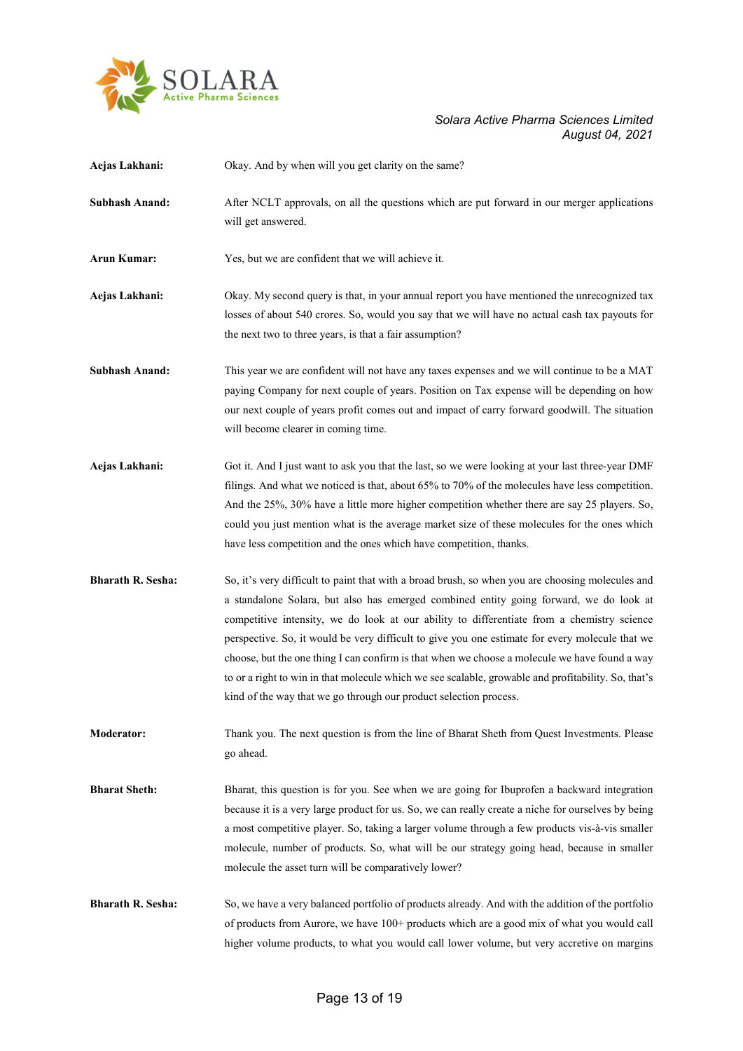**Aejas Lakhani:** Okay. And by when will you get clarity on the same?

**Subhash Anand:** After NCLT approvals, on all the questions which are put forward in our merger applications will get answered.

**Arun Kumar:** Yes, but we are confident that we will achieve it.

**Aejas Lakhani:** Okay. My second query is that, in your annual report you have mentioned the unrecognized tax losses of about 540 crores. So, would you say that we will have no actual cash tax payouts for the next two to three years, is that a fair assumption?

**Subhash Anand:** This year we are confident will not have any taxes expenses and we will continue to be a MAT paying Company for next couple of years. Position on Tax expense will be depending on how our next couple of years profit comes out and impact of carry forward goodwill. The situation will become clearer in coming time.

**Aejas Lakhani:** Got it. And I just want to ask you that the last, so we were looking at your last three-year DMF filings. And what we noticed is that, about 65% to 70% of the molecules have less competition. And the 25%, 30% have a little more higher competition whether there are say 25 players. So, could you just mention what is the average market size of these molecules for the ones which have less competition and the ones which have competition, thanks.

**Bharath R. Sesha:** So, it's very difficult to paint that with a broad brush, so when you are choosing molecules and a standalone Solara, but also has emerged combined entity going forward, we do look at competitive intensity, we do look at our ability to differentiate from a chemistry science perspective. So, it would be very difficult to give you one estimate for every molecule that we choose, but the one thing I can confirm is that when we choose a molecule we have found a way to or a right to win in that molecule which we see scalable, growable and profitability. So, that's kind of the way that we go through our product selection process.

**Moderator:** Thank you. The next question is from the line of Bharat Sheth from Quest Investments. Please go ahead.

**Bharat Sheth:** Bharat, this question is for you. See when we are going for Ibuprofen a backward integration because it is a very large product for us. So, we can really create a niche for ourselves by being a most competitive player. So, taking a larger volume through a few products vis-à-vis smaller molecule, number of products. So, what will be our strategy going head, because in smaller molecule the asset turn will be comparatively lower?

**Bharath R. Sesha:** So, we have a very balanced portfolio of products already. And with the addition of the portfolio of products from Aurore, we have 100+ products which are a good mix of what you would call higher volume products, to what you would call lower volume, but very accretive on margins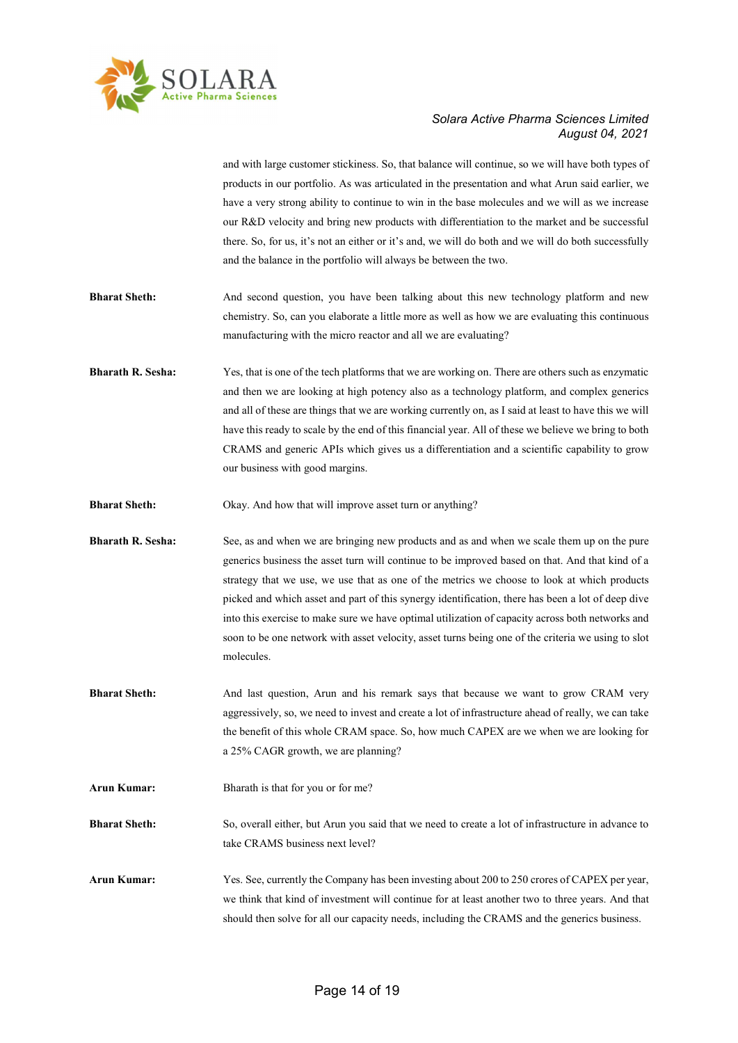and with large customer stickiness. So, that balance will continue, so we will have both types of products in our portfolio. As was articulated in the presentation and what Arun said earlier, we have a very strong ability to continue to win in the base molecules and we will as we increase our R&D velocity and bring new products with differentiation to the market and be successful there. So, for us, it's not an either or it's and, we will do both and we will do both successfully and the balance in the portfolio will always be between the two.

**Bharat Sheth:** And second question, you have been talking about this new technology platform and new chemistry. So, can you elaborate a little more as well as how we are evaluating this continuous manufacturing with the micro reactor and all we are evaluating?

**Bharath R. Sesha:** Yes, that is one of the tech platforms that we are working on. There are others such as enzymatic and then we are looking at high potency also as a technology platform, and complex generics and all of these are things that we are working currently on, as I said at least to have this we will have this ready to scale by the end of this financial year. All of these we believe we bring to both CRAMS and generic APIs which gives us a differentiation and a scientific capability to grow our business with good margins.

**Bharat Sheth:** Okay. And how that will improve asset turn or anything?

**Bharath R. Sesha:** See, as and when we are bringing new products and as and when we scale them up on the pure generics business the asset turn will continue to be improved based on that. And that kind of a strategy that we use, we use that as one of the metrics we choose to look at which products picked and which asset and part of this synergy identification, there has been a lot of deep dive into this exercise to make sure we have optimal utilization of capacity across both networks and soon to be one network with asset velocity, asset turns being one of the criteria we using to slot molecules.

**Bharat Sheth:** And last question, Arun and his remark says that because we want to grow CRAM very aggressively, so, we need to invest and create a lot of infrastructure ahead of really, we can take the benefit of this whole CRAM space. So, how much CAPEX are we when we are looking for a 25% CAGR growth, we are planning?

**Arun Kumar:** Bharath is that for you or for me?

**Bharat Sheth:** So, overall either, but Arun you said that we need to create a lot of infrastructure in advance to take CRAMS business next level?

**Arun Kumar:** Yes. See, currently the Company has been investing about 200 to 250 crores of CAPEX per year, we think that kind of investment will continue for at least another two to three years. And that should then solve for all our capacity needs, including the CRAMS and the generics business.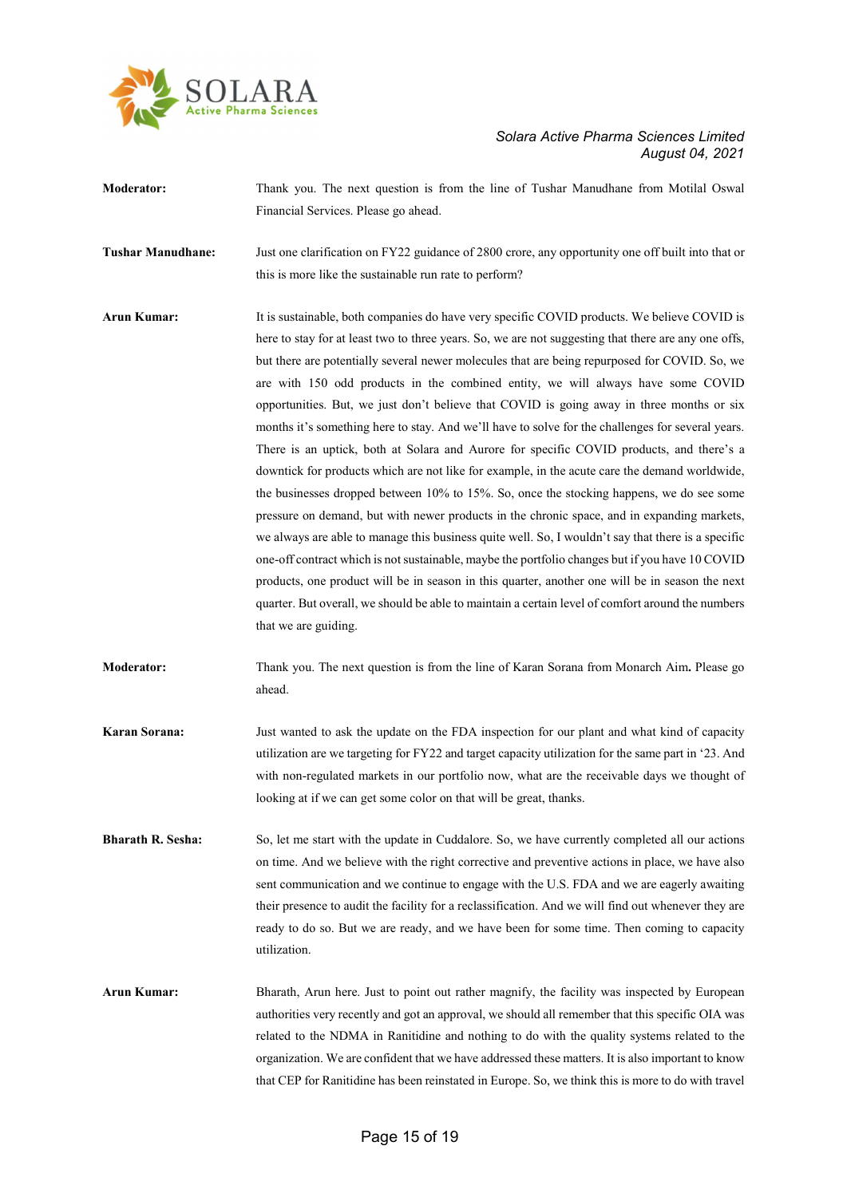**Moderator:** Thank you. The next question is from the line of Tushar Manudhane from Motilal Oswal Financial Services. Please go ahead.

**Tushar Manudhane:** Just one clarification on FY22 guidance of 2800 crore, any opportunity one off built into that or this is more like the sustainable run rate to perform?

**Arun Kumar:** It is sustainable, both companies do have very specific COVID products. We believe COVID is here to stay for at least two to three years. So, we are not suggesting that there are any one offs, but there are potentially several newer molecules that are being repurposed for COVID. So, we are with 150 odd products in the combined entity, we will always have some COVID opportunities. But, we just don't believe that COVID is going away in three months or six months it's something here to stay. And we'll have to solve for the challenges for several years. There is an uptick, both at Solara and Aurore for specific COVID products, and there's a downtick for products which are not like for example, in the acute care the demand worldwide, the businesses dropped between 10% to 15%. So, once the stocking happens, we do see some pressure on demand, but with newer products in the chronic space, and in expanding markets, we always are able to manage this business quite well. So, I wouldn't say that there is a specific one-off contract which is not sustainable, maybe the portfolio changes but if you have 10 COVID products, one product will be in season in this quarter, another one will be in season the next quarter. But overall, we should be able to maintain a certain level of comfort around the numbers that we are guiding.

**Moderator:** Thank you. The next question is from the line of Karan Sorana from Monarch Aim**.** Please go ahead.

**Karan Sorana:** Just wanted to ask the update on the FDA inspection for our plant and what kind of capacity utilization are we targeting for FY22 and target capacity utilization for the same part in '23. And with non-regulated markets in our portfolio now, what are the receivable days we thought of looking at if we can get some color on that will be great, thanks.

**Bharath R. Sesha:** So, let me start with the update in Cuddalore. So, we have currently completed all our actions on time. And we believe with the right corrective and preventive actions in place, we have also sent communication and we continue to engage with the U.S. FDA and we are eagerly awaiting their presence to audit the facility for a reclassification. And we will find out whenever they are ready to do so. But we are ready, and we have been for some time. Then coming to capacity utilization.

**Arun Kumar:** Bharath, Arun here. Just to point out rather magnify, the facility was inspected by European authorities very recently and got an approval, we should all remember that this specific OIA was related to the NDMA in Ranitidine and nothing to do with the quality systems related to the organization. We are confident that we have addressed these matters. It is also important to know that CEP for Ranitidine has been reinstated in Europe. So, we think this is more to do with travel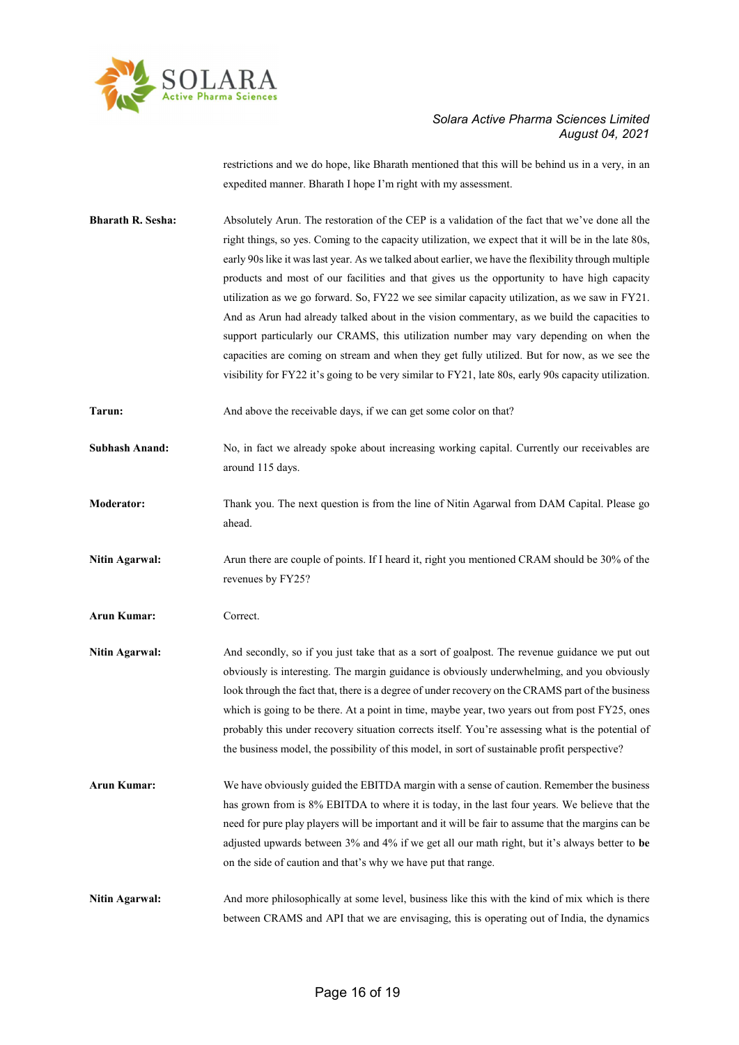restrictions and we do hope, like Bharath mentioned that this will be behind us in a very, in an expedited manner. Bharath I hope I'm right with my assessment.

**Bharath R. Sesha:** Absolutely Arun. The restoration of the CEP is a validation of the fact that we've done all the right things, so yes. Coming to the capacity utilization, we expect that it will be in the late 80s, early 90s like it was last year. As we talked about earlier, we have the flexibility through multiple products and most of our facilities and that gives us the opportunity to have high capacity utilization as we go forward. So, FY22 we see similar capacity utilization, as we saw in FY21. And as Arun had already talked about in the vision commentary, as we build the capacities to support particularly our CRAMS, this utilization number may vary depending on when the capacities are coming on stream and when they get fully utilized. But for now, as we see the visibility for FY22 it's going to be very similar to FY21, late 80s, early 90s capacity utilization.

**Tarun:** And above the receivable days, if we can get some color on that?

**Subhash Anand:** No, in fact we already spoke about increasing working capital. Currently our receivables are around 115 days.

**Moderator:** Thank you. The next question is from the line of Nitin Agarwal from DAM Capital. Please go ahead.

**Nitin Agarwal:** Arun there are couple of points. If I heard it, right you mentioned CRAM should be 30% of the revenues by FY25?

**Arun Kumar:** Correct.

**Nitin Agarwal:** And secondly, so if you just take that as a sort of goalpost. The revenue guidance we put out obviously is interesting. The margin guidance is obviously underwhelming, and you obviously look through the fact that, there is a degree of under recovery on the CRAMS part of the business which is going to be there. At a point in time, maybe year, two years out from post FY25, ones probably this under recovery situation corrects itself. You're assessing what is the potential of the business model, the possibility of this model, in sort of sustainable profit perspective?

**Arun Kumar:** We have obviously guided the EBITDA margin with a sense of caution. Remember the business has grown from is 8% EBITDA to where it is today, in the last four years. We believe that the need for pure play players will be important and it will be fair to assume that the margins can be adjusted upwards between 3% and 4% if we get all our math right, but it's always better to **be** on the side of caution and that's why we have put that range.

**Nitin Agarwal:** And more philosophically at some level, business like this with the kind of mix which is there between CRAMS and API that we are envisaging, this is operating out of India, the dynamics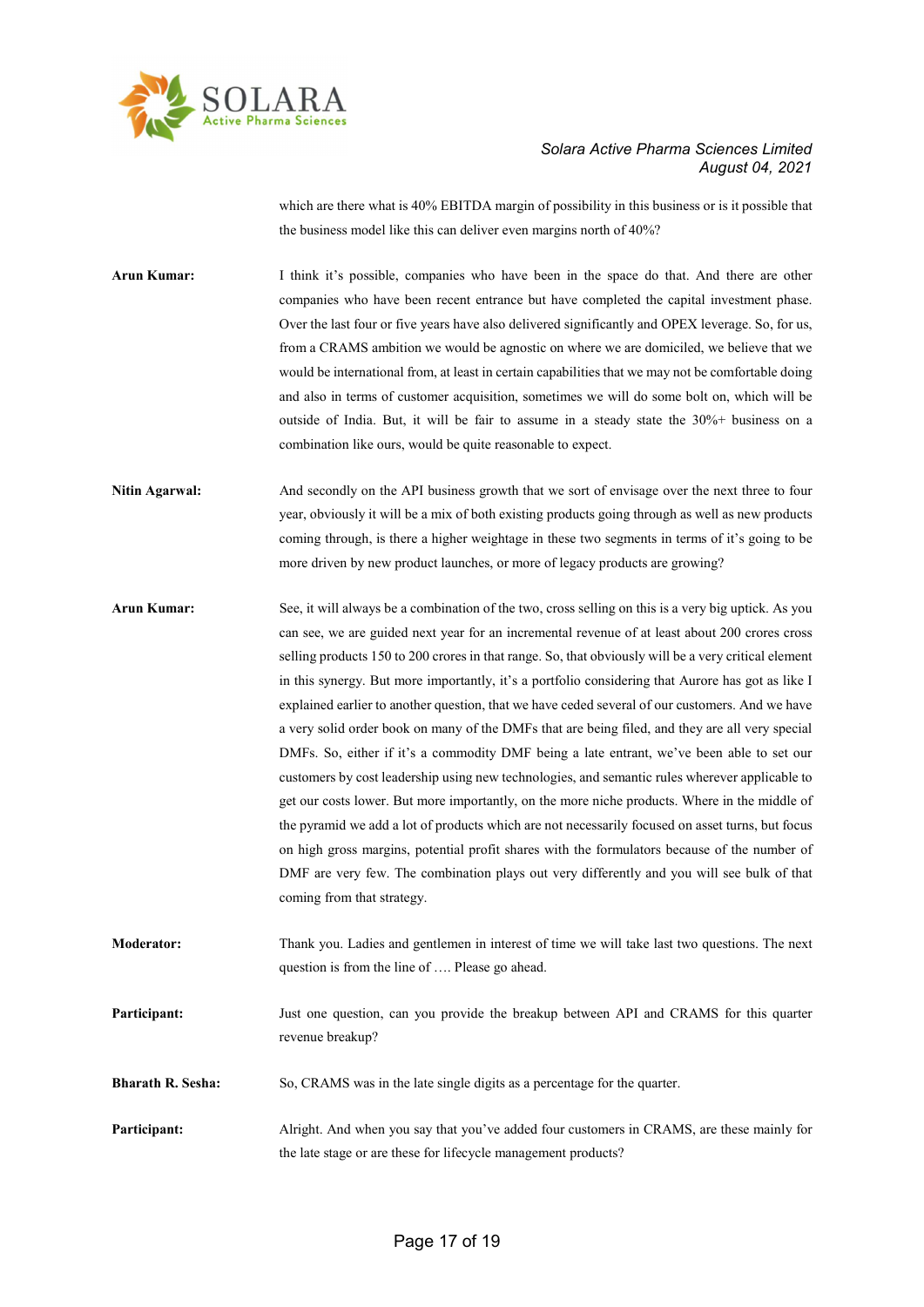which are there what is 40% EBITDA margin of possibility in this business or is it possible that the business model like this can deliver even margins north of 40%?

**Arun Kumar:** I think it's possible, companies who have been in the space do that. And there are other companies who have been recent entrance but have completed the capital investment phase. Over the last four or five years have also delivered significantly and OPEX leverage. So, for us, from a CRAMS ambition we would be agnostic on where we are domiciled, we believe that we would be international from, at least in certain capabilities that we may not be comfortable doing and also in terms of customer acquisition, sometimes we will do some bolt on, which will be outside of India. But, it will be fair to assume in a steady state the 30%+ business on a combination like ours, would be quite reasonable to expect.

**Nitin Agarwal:** And secondly on the API business growth that we sort of envisage over the next three to four year, obviously it will be a mix of both existing products going through as well as new products coming through, is there a higher weightage in these two segments in terms of it's going to be more driven by new product launches, or more of legacy products are growing?

**Arun Kumar:** See, it will always be a combination of the two, cross selling on this is a very big uptick. As you can see, we are guided next year for an incremental revenue of at least about 200 crores cross selling products 150 to 200 crores in that range. So, that obviously will be a very critical element in this synergy. But more importantly, it's a portfolio considering that Aurore has got as like I explained earlier to another question, that we have ceded several of our customers. And we have a very solid order book on many of the DMFs that are being filed, and they are all very special DMFs. So, either if it's a commodity DMF being a late entrant, we've been able to set our customers by cost leadership using new technologies, and semantic rules wherever applicable to get our costs lower. But more importantly, on the more niche products. Where in the middle of the pyramid we add a lot of products which are not necessarily focused on asset turns, but focus on high gross margins, potential profit shares with the formulators because of the number of DMF are very few. The combination plays out very differently and you will see bulk of that coming from that strategy.

**Moderator:** Thank you. Ladies and gentlemen in interest of time we will take last two questions. The next question is from the line of …. Please go ahead.

**Participant:** Just one question, can you provide the breakup between API and CRAMS for this quarter revenue breakup?

**Bharath R. Sesha:** So, CRAMS was in the late single digits as a percentage for the quarter.

**Participant:** Alright. And when you say that you've added four customers in CRAMS, are these mainly for the late stage or are these for lifecycle management products?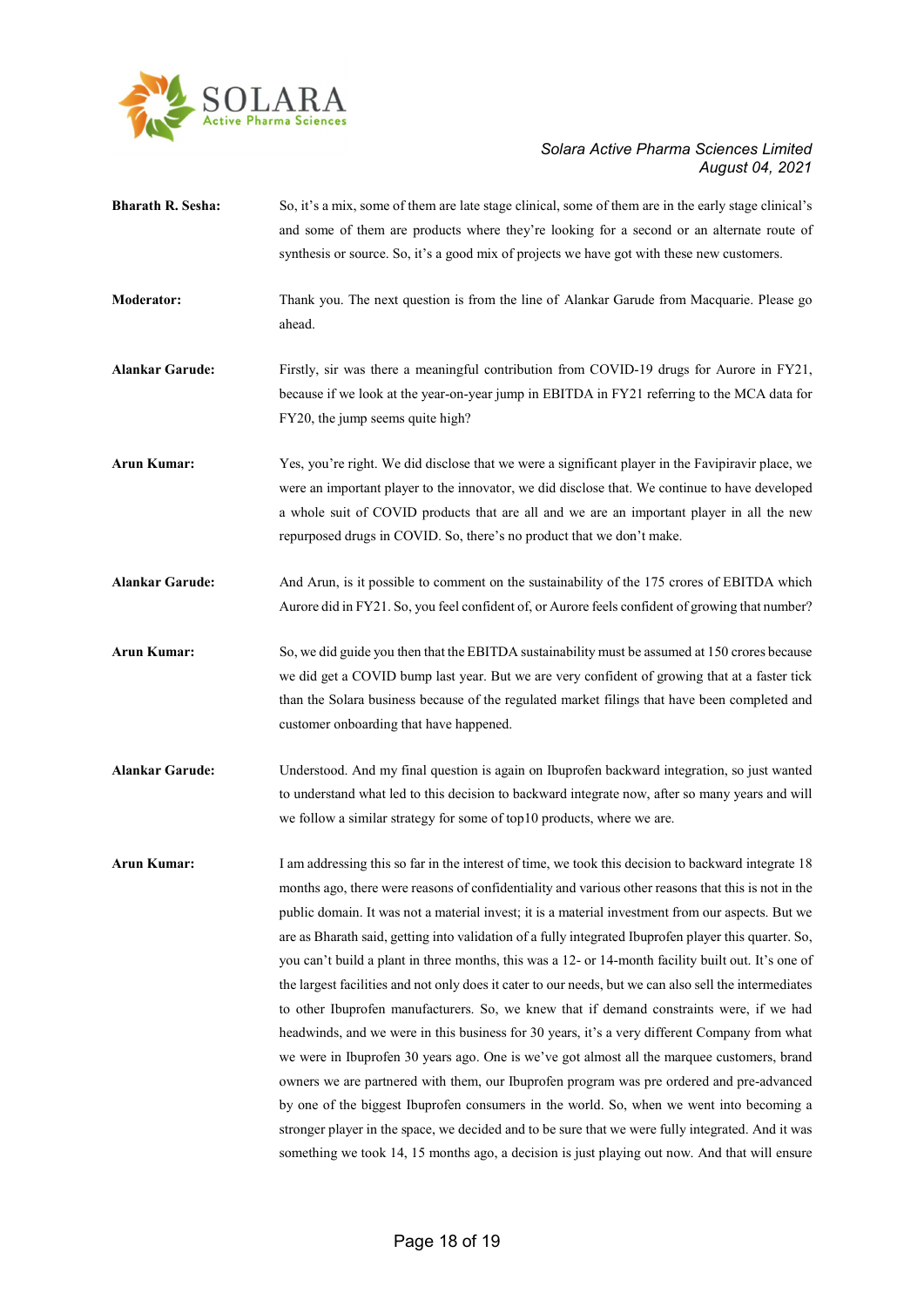**Bharath R. Sesha:** So, it's a mix, some of them are late stage clinical, some of them are in the early stage clinical's and some of them are products where they're looking for a second or an alternate route of synthesis or source. So, it's a good mix of projects we have got with these new customers.

**Moderator:** Thank you. The next question is from the line of Alankar Garude from Macquarie. Please go ahead.

**Alankar Garude:** Firstly, sir was there a meaningful contribution from COVID-19 drugs for Aurore in FY21, because if we look at the year-on-year jump in EBITDA in FY21 referring to the MCA data for FY20, the jump seems quite high?

**Arun Kumar:** Yes, you're right. We did disclose that we were a significant player in the Favipiravir place, we were an important player to the innovator, we did disclose that. We continue to have developed a whole suit of COVID products that are all and we are an important player in all the new repurposed drugs in COVID. So, there's no product that we don't make.

**Alankar Garude:** And Arun, is it possible to comment on the sustainability of the 175 crores of EBITDA which Aurore did in FY21. So, you feel confident of, or Aurore feels confident of growing that number?

**Arun Kumar:** So, we did guide you then that the EBITDA sustainability must be assumed at 150 crores because we did get a COVID bump last year. But we are very confident of growing that at a faster tick than the Solara business because of the regulated market filings that have been completed and customer onboarding that have happened.

**Alankar Garude:** Understood. And my final question is again on Ibuprofen backward integration, so just wanted to understand what led to this decision to backward integrate now, after so many years and will we follow a similar strategy for some of top10 products, where we are.

**Arun Kumar:** I am addressing this so far in the interest of time, we took this decision to backward integrate 18 months ago, there were reasons of confidentiality and various other reasons that this is not in the public domain. It was not a material invest; it is a material investment from our aspects. But we are as Bharath said, getting into validation of a fully integrated Ibuprofen player this quarter. So, you can't build a plant in three months, this was a 12- or 14-month facility built out. It's one of the largest facilities and not only does it cater to our needs, but we can also sell the intermediates to other Ibuprofen manufacturers. So, we knew that if demand constraints were, if we had headwinds, and we were in this business for 30 years, it's a very different Company from what we were in Ibuprofen 30 years ago. One is we've got almost all the marquee customers, brand owners we are partnered with them, our Ibuprofen program was pre ordered and pre-advanced by one of the biggest Ibuprofen consumers in the world. So, when we went into becoming a stronger player in the space, we decided and to be sure that we were fully integrated. And it was something we took 14, 15 months ago, a decision is just playing out now. And that will ensure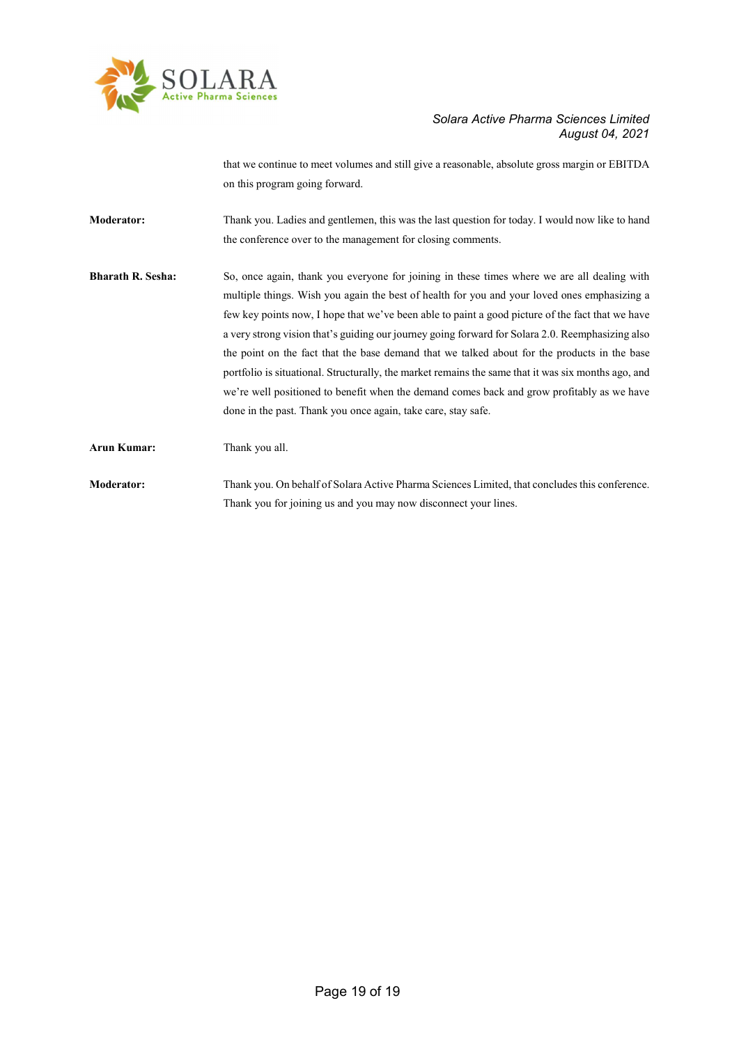that we continue to meet volumes and still give a reasonable, absolute gross margin or EBITDA on this program going forward.

**Moderator:** Thank you. Ladies and gentlemen, this was the last question for today. I would now like to hand the conference over to the management for closing comments.

**Bharath R. Sesha:** So, once again, thank you everyone for joining in these times where we are all dealing with multiple things. Wish you again the best of health for you and your loved ones emphasizing a few key points now, I hope that we've been able to paint a good picture of the fact that we have a very strong vision that's guiding our journey going forward for Solara 2.0. Reemphasizing also the point on the fact that the base demand that we talked about for the products in the base portfolio is situational. Structurally, the market remains the same that it was six months ago, and we're well positioned to benefit when the demand comes back and grow profitably as we have done in the past. Thank you once again, take care, stay safe.

**Arun Kumar:** Thank you all.

**Moderator:** Thank you. On behalf of Solara Active Pharma Sciences Limited, that concludes this conference. Thank you for joining us and you may now disconnect your lines.